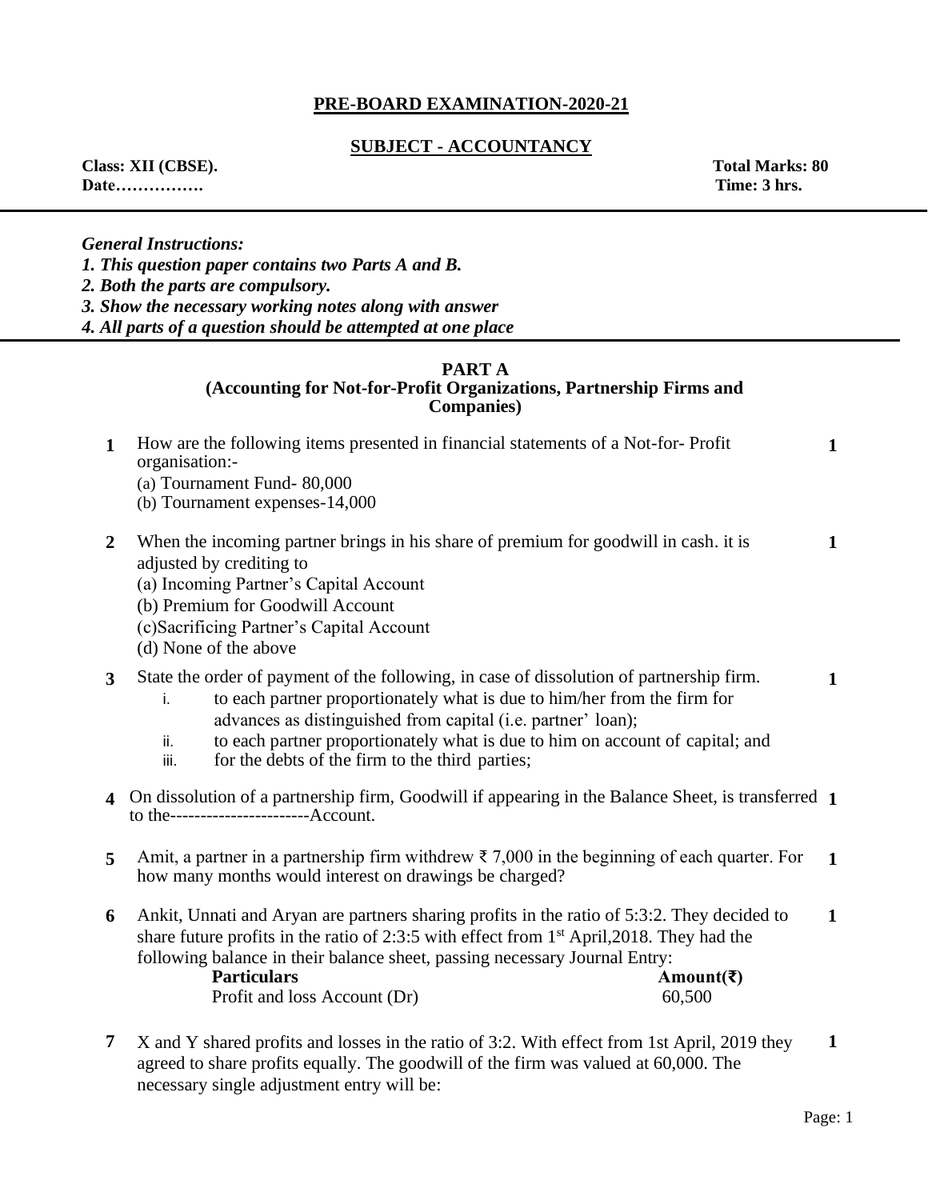**PRE-BOARD EXAMINATION-2020-21**

**SUBJECT - ACCOUNTANCY**

**Class: XII (CBSE).** **Total Marks: 80**
**Date…………….** **Time: 3 hrs.**

***General Instructions:***
***1. This question paper contains two Parts A and B.***
***2. Both the parts are compulsory.***
***3. Show the necessary working notes along with answer***
***4. All parts of a question should be attempted at one place***

## PART A
### (Accounting for Not-for-Profit Organizations, Partnership Firms and Companies)

**1** How are the following items presented in financial statements of a Not-for- Profit organisation:- **1**
(a) Tournament Fund- 80,000
(b) Tournament expenses-14,000

**2** When the incoming partner brings in his share of premium for goodwill in cash. it is adjusted by crediting to **1**
(a) Incoming Partner's Capital Account
(b) Premium for Goodwill Account
(c)Sacrificing Partner's Capital Account
(d) None of the above

**3** State the order of payment of the following, in case of dissolution of partnership firm. **1**
i. to each partner proportionately what is due to him/her from the firm for advances as distinguished from capital (i.e. partner' loan);
ii. to each partner proportionately what is due to him on account of capital; and
iii. for the debts of the firm to the third parties;

**4** On dissolution of a partnership firm, Goodwill if appearing in the Balance Sheet, is transferred to the-----------------------Account. **1**

**5** Amit, a partner in a partnership firm withdrew ₹ 7,000 in the beginning of each quarter. For how many months would interest on drawings be charged? **1**

**6** Ankit, Unnati and Aryan are partners sharing profits in the ratio of 5:3:2. They decided to share future profits in the ratio of 2:3:5 with effect from 1st April,2018. They had the following balance in their balance sheet, passing necessary Journal Entry: **1**

| Particulars | Amount(₹) |
|---|---|
| Profit and loss Account (Dr) | 60,500 |

**7** X and Y shared profits and losses in the ratio of 3:2. With effect from 1st April, 2019 they agreed to share profits equally. The goodwill of the firm was valued at 60,000. The necessary single adjustment entry will be: **1**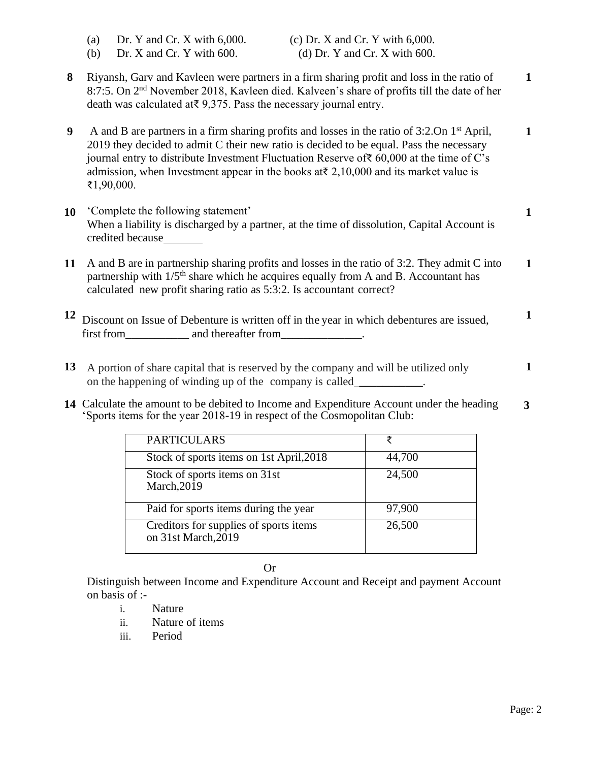(a) Dr. Y and Cr. X with 6,000. (c) Dr. X and Cr. Y with 6,000.
(b) Dr. X and Cr. Y with 600. (d) Dr. Y and Cr. X with 600.

**8** Riyansh, Garv and Kavleen were partners in a firm sharing profit and loss in the ratio of 8:7:5. On 2nd November 2018, Kavleen died. Kalveen's share of profits till the date of her death was calculated at₹ 9,375. Pass the necessary journal entry. **1**

**9** A and B are partners in a firm sharing profits and losses in the ratio of 3:2.On 1st April, 2019 they decided to admit C their new ratio is decided to be equal. Pass the necessary journal entry to distribute Investment Fluctuation Reserve of₹ 60,000 at the time of C's admission, when Investment appear in the books at₹ 2,10,000 and its market value is ₹1,90,000. **1**

**10** 'Complete the following statement' **1**
When a liability is discharged by a partner, at the time of dissolution, Capital Account is credited because_______

**11** A and B are in partnership sharing profits and losses in the ratio of 3:2. They admit C into partnership with 1/5th share which he acquires equally from A and B. Accountant has calculated new profit sharing ratio as 5:3:2. Is accountant correct? **1**

**12** Discount on Issue of Debenture is written off in the year in which debentures are issued, first from___________ and thereafter from______________. **1**

**13** A portion of share capital that is reserved by the company and will be utilized only on the happening of winding up of the company is called___________. **1**

**14** Calculate the amount to be debited to Income and Expenditure Account under the heading 'Sports items for the year 2018-19 in respect of the Cosmopolitan Club: **3**

| PARTICULARS | ₹ |
|---|---|
| Stock of sports items on 1st April,2018 | 44,700 |
| Stock of sports items on 31st March,2019 | 24,500 |
| Paid for sports items during the year | 97,900 |
| Creditors for supplies of sports items on 31st March,2019 | 26,500 |

Or

Distinguish between Income and Expenditure Account and Receipt and payment Account on basis of :-

i. Nature
ii. Nature of items
iii. Period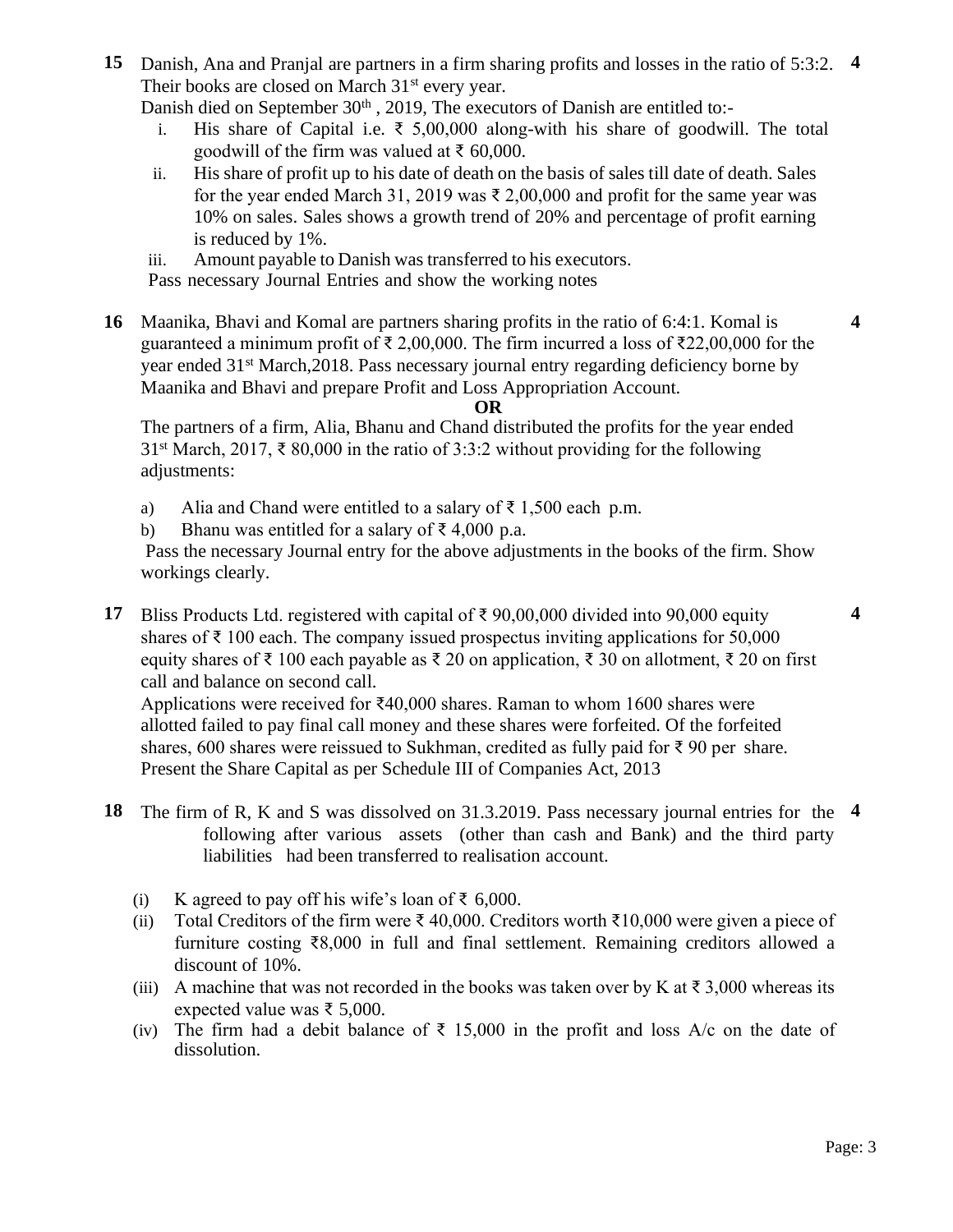**15** Danish, Ana and Pranjal are partners in a firm sharing profits and losses in the ratio of 5:3:2. Their books are closed on March 31st every year. **4**

Danish died on September 30th , 2019, The executors of Danish are entitled to:-

i. His share of Capital i.e. ₹ 5,00,000 along-with his share of goodwill. The total goodwill of the firm was valued at ₹ 60,000.

ii. His share of profit up to his date of death on the basis of sales till date of death. Sales for the year ended March 31, 2019 was ₹ 2,00,000 and profit for the same year was 10% on sales. Sales shows a growth trend of 20% and percentage of profit earning is reduced by 1%.

iii. Amount payable to Danish was transferred to his executors.

Pass necessary Journal Entries and show the working notes

**16** Maanika, Bhavi and Komal are partners sharing profits in the ratio of 6:4:1. Komal is guaranteed a minimum profit of ₹ 2,00,000. The firm incurred a loss of ₹22,00,000 for the year ended 31st March,2018. Pass necessary journal entry regarding deficiency borne by Maanika and Bhavi and prepare Profit and Loss Appropriation Account. **4**

**OR**

The partners of a firm, Alia, Bhanu and Chand distributed the profits for the year ended 31st March, 2017, ₹ 80,000 in the ratio of 3:3:2 without providing for the following adjustments:

a) Alia and Chand were entitled to a salary of ₹ 1,500 each p.m.

b) Bhanu was entitled for a salary of ₹ 4,000 p.a.

Pass the necessary Journal entry for the above adjustments in the books of the firm. Show workings clearly.

**17** Bliss Products Ltd. registered with capital of ₹ 90,00,000 divided into 90,000 equity shares of ₹ 100 each. The company issued prospectus inviting applications for 50,000 equity shares of ₹ 100 each payable as ₹ 20 on application, ₹ 30 on allotment, ₹ 20 on first call and balance on second call. **4**

Applications were received for ₹40,000 shares. Raman to whom 1600 shares were allotted failed to pay final call money and these shares were forfeited. Of the forfeited shares, 600 shares were reissued to Sukhman, credited as fully paid for ₹ 90 per share. Present the Share Capital as per Schedule III of Companies Act, 2013

**18** The firm of R, K and S was dissolved on 31.3.2019. Pass necessary journal entries for the following after various assets (other than cash and Bank) and the third party liabilities had been transferred to realisation account. **4**

(i) K agreed to pay off his wife's loan of ₹ 6,000.

(ii) Total Creditors of the firm were ₹ 40,000. Creditors worth ₹10,000 were given a piece of furniture costing ₹8,000 in full and final settlement. Remaining creditors allowed a discount of 10%.

(iii) A machine that was not recorded in the books was taken over by K at ₹ 3,000 whereas its expected value was ₹ 5,000.

(iv) The firm had a debit balance of ₹ 15,000 in the profit and loss A/c on the date of dissolution.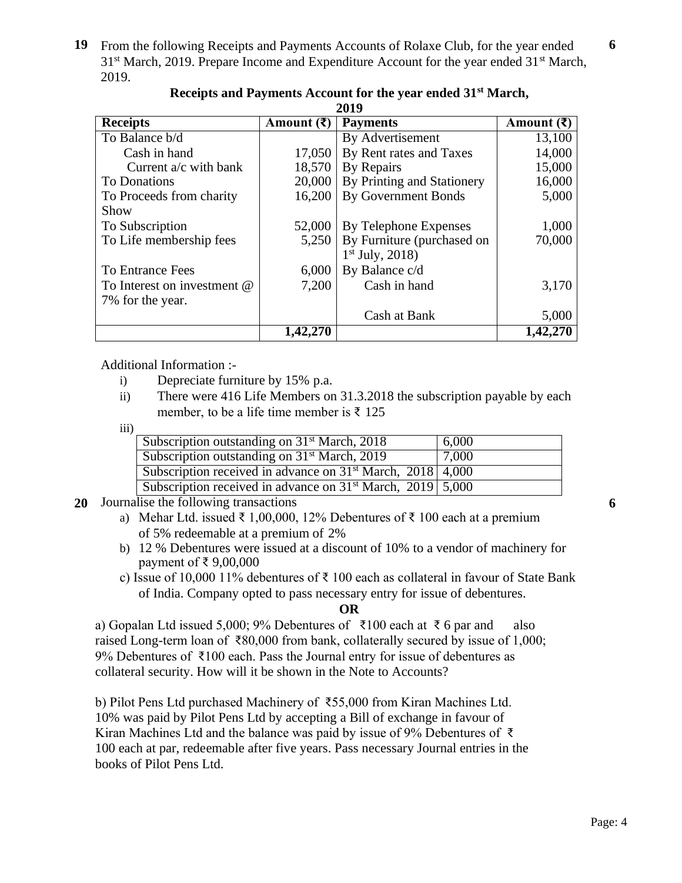**19** From the following Receipts and Payments Accounts of Rolaxe Club, for the year ended 31st March, 2019. Prepare Income and Expenditure Account for the year ended 31st March, 2019. **6**

**Receipts and Payments Account for the year ended 31st March, 2019**

| Receipts | Amount (₹) | Payments | Amount (₹) |
|---|---|---|---|
| To Balance b/d | | By Advertisement | 13,100 |
| Cash in hand | 17,050 | By Rent rates and Taxes | 14,000 |
| Current a/c with bank | 18,570 | By Repairs | 15,000 |
| To Donations | 20,000 | By Printing and Stationery | 16,000 |
| To Proceeds from charity Show | 16,200 | By Government Bonds | 5,000 |
| To Subscription | 52,000 | By Telephone Expenses | 1,000 |
| To Life membership fees | 5,250 | By Furniture (purchased on 1st July, 2018) | 70,000 |
| To Entrance Fees | 6,000 | By Balance c/d | |
| To Interest on investment @ 7% for the year. | 7,200 | Cash in hand | 3,170 |
| | | Cash at Bank | 5,000 |
| | **1,42,270** | | **1,42,270** |

Additional Information :-

i) Depreciate furniture by 15% p.a.

ii) There were 416 Life Members on 31.3.2018 the subscription payable by each member, to be a life time member is ₹ 125

iii)

| | |
|---|---|
| Subscription outstanding on 31st March, 2018 | 6,000 |
| Subscription outstanding on 31st March, 2019 | 7,000 |
| Subscription received in advance on 31st March, 2018 | 4,000 |
| Subscription received in advance on 31st March, 2019 | 5,000 |

**20** Journalise the following transactions **6**

a) Mehar Ltd. issued ₹ 1,00,000, 12% Debentures of ₹ 100 each at a premium of 5% redeemable at a premium of 2%

b) 12 % Debentures were issued at a discount of 10% to a vendor of machinery for payment of ₹ 9,00,000

c) Issue of 10,000 11% debentures of ₹ 100 each as collateral in favour of State Bank of India. Company opted to pass necessary entry for issue of debentures.

**OR**

a) Gopalan Ltd issued 5,000; 9% Debentures of ₹100 each at ₹ 6 par and also raised Long-term loan of ₹80,000 from bank, collaterally secured by issue of 1,000; 9% Debentures of ₹100 each. Pass the Journal entry for issue of debentures as collateral security. How will it be shown in the Note to Accounts?

b) Pilot Pens Ltd purchased Machinery of ₹55,000 from Kiran Machines Ltd. 10% was paid by Pilot Pens Ltd by accepting a Bill of exchange in favour of Kiran Machines Ltd and the balance was paid by issue of 9% Debentures of ₹ 100 each at par, redeemable after five years. Pass necessary Journal entries in the books of Pilot Pens Ltd.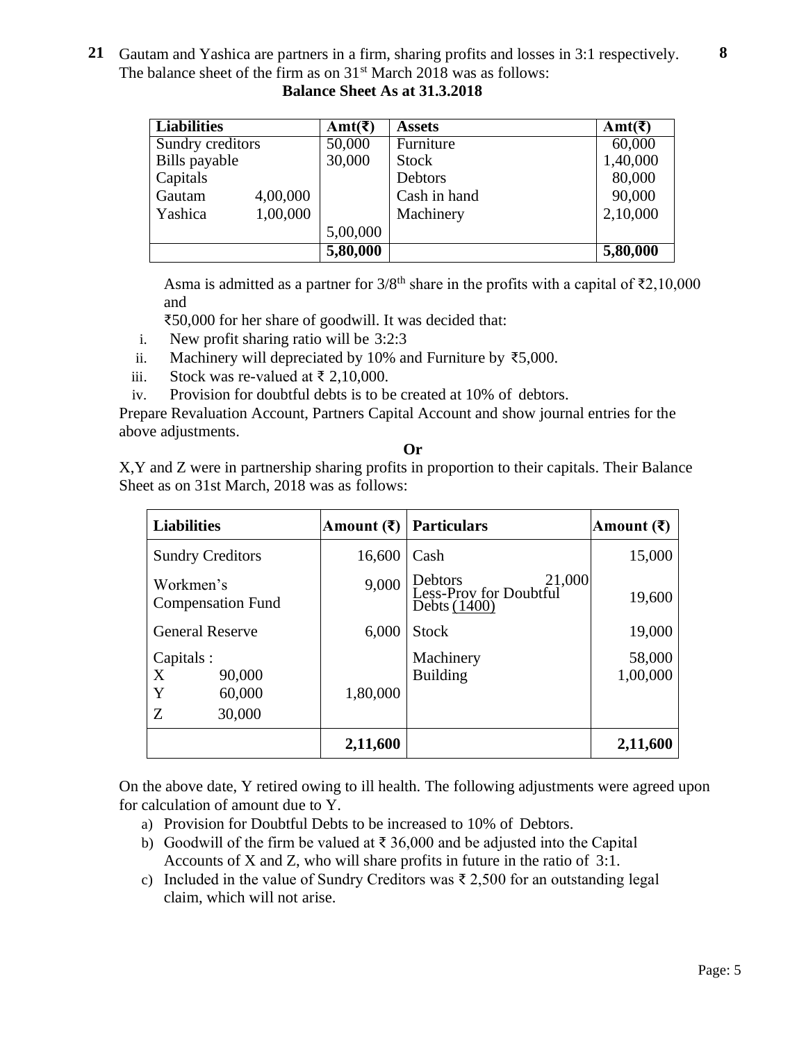**21** Gautam and Yashica are partners in a firm, sharing profits and losses in 3:1 respectively. The balance sheet of the firm as on 31st March 2018 was as follows: **8**

**Balance Sheet As at 31.3.2018**

| Liabilities | | Amt(₹) | Assets | Amt(₹) |
|---|---|---|---|---|
| Sundry creditors | | 50,000 | Furniture | 60,000 |
| Bills payable | | 30,000 | Stock | 1,40,000 |
| Capitals | | | Debtors | 80,000 |
| Gautam | 4,00,000 | | Cash in hand | 90,000 |
| Yashica | 1,00,000 | | Machinery | 2,10,000 |
| | | 5,00,000 | | |
| | | **5,80,000** | | **5,80,000** |

Asma is admitted as a partner for 3/8th share in the profits with a capital of ₹2,10,000 and ₹50,000 for her share of goodwill. It was decided that:

i. New profit sharing ratio will be 3:2:3
ii. Machinery will depreciated by 10% and Furniture by ₹5,000.
iii. Stock was re-valued at ₹ 2,10,000.
iv. Provision for doubtful debts is to be created at 10% of debtors.

Prepare Revaluation Account, Partners Capital Account and show journal entries for the above adjustments.

**Or**

X,Y and Z were in partnership sharing profits in proportion to their capitals. Their Balance Sheet as on 31st March, 2018 was as follows:

| Liabilities | | Amount (₹) | Particulars | | Amount (₹) |
|---|---|---|---|---|---|
| Sundry Creditors | | 16,600 | Cash | | 15,000 |
| Workmen's Compensation Fund | | 9,000 | Debtors<br>Less-Prov for Doubtful Debts | 21,000<br>(1400) | 19,600 |
| General Reserve | | 6,000 | Stock | | 19,000 |
| Capitals : | | | Machinery | | 58,000 |
| X | 90,000 | | Building | | 1,00,000 |
| Y | 60,000 | 1,80,000 | | | |
| Z | 30,000 | | | | |
| | | **2,11,600** | | | **2,11,600** |

On the above date, Y retired owing to ill health. The following adjustments were agreed upon for calculation of amount due to Y.

a) Provision for Doubtful Debts to be increased to 10% of Debtors.
b) Goodwill of the firm be valued at ₹ 36,000 and be adjusted into the Capital Accounts of X and Z, who will share profits in future in the ratio of 3:1.
c) Included in the value of Sundry Creditors was ₹ 2,500 for an outstanding legal claim, which will not arise.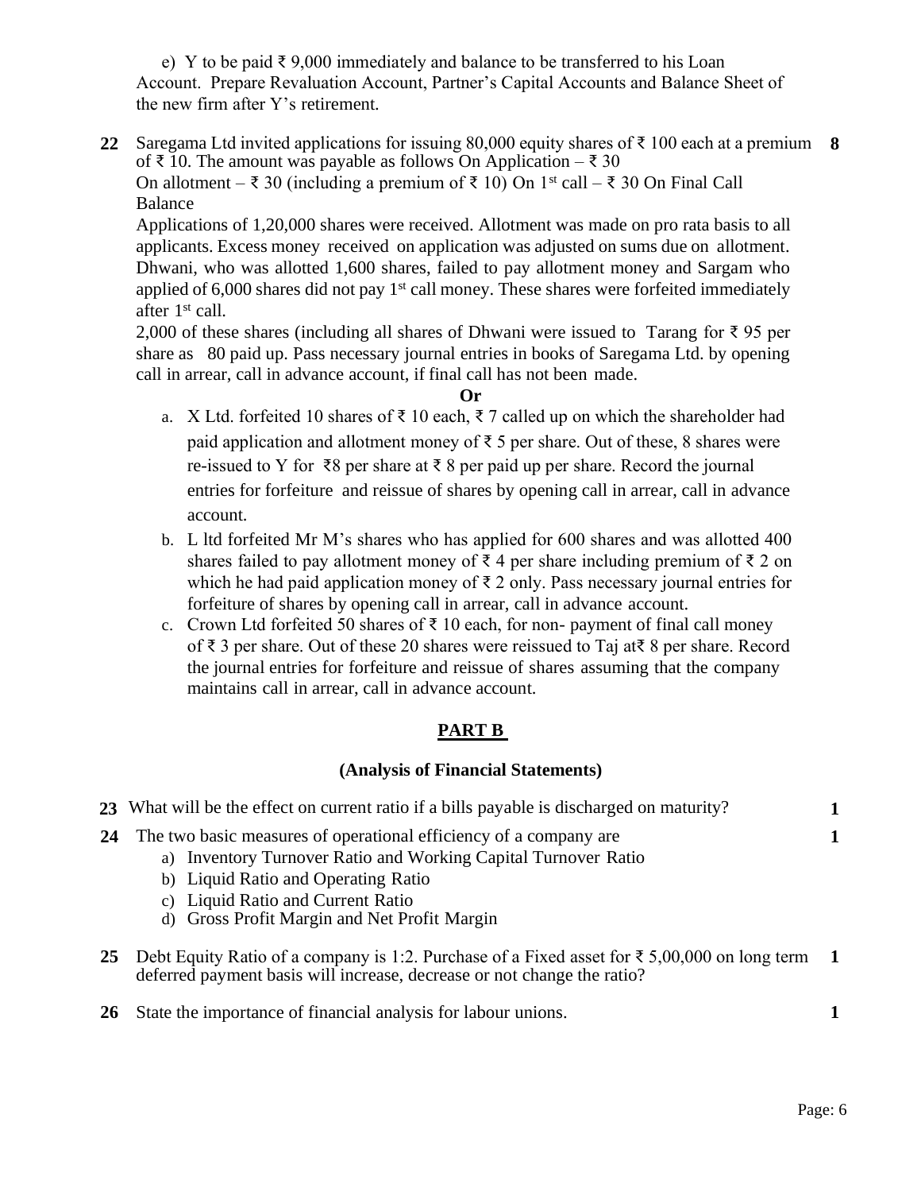e) Y to be paid ₹ 9,000 immediately and balance to be transferred to his Loan Account. Prepare Revaluation Account, Partner's Capital Accounts and Balance Sheet of the new firm after Y's retirement.

**22** Saregama Ltd invited applications for issuing 80,000 equity shares of ₹ 100 each at a premium of ₹ 10. The amount was payable as follows On Application – ₹ 30 **8**

On allotment – ₹ 30 (including a premium of ₹ 10) On 1st call – ₹ 30 On Final Call Balance

Applications of 1,20,000 shares were received. Allotment was made on pro rata basis to all applicants. Excess money received on application was adjusted on sums due on allotment. Dhwani, who was allotted 1,600 shares, failed to pay allotment money and Sargam who applied of 6,000 shares did not pay 1st call money. These shares were forfeited immediately after 1st call.

2,000 of these shares (including all shares of Dhwani were issued to Tarang for ₹ 95 per share as 80 paid up. Pass necessary journal entries in books of Saregama Ltd. by opening call in arrear, call in advance account, if final call has not been made.

**Or**

a. X Ltd. forfeited 10 shares of ₹ 10 each, ₹ 7 called up on which the shareholder had paid application and allotment money of ₹ 5 per share. Out of these, 8 shares were re-issued to Y for ₹8 per share at ₹ 8 per paid up per share. Record the journal entries for forfeiture and reissue of shares by opening call in arrear, call in advance account.

b. L ltd forfeited Mr M's shares who has applied for 600 shares and was allotted 400 shares failed to pay allotment money of ₹ 4 per share including premium of ₹ 2 on which he had paid application money of ₹ 2 only. Pass necessary journal entries for forfeiture of shares by opening call in arrear, call in advance account.

c. Crown Ltd forfeited 50 shares of ₹ 10 each, for non- payment of final call money of ₹ 3 per share. Out of these 20 shares were reissued to Taj at₹ 8 per share. Record the journal entries for forfeiture and reissue of shares assuming that the company maintains call in arrear, call in advance account.

## PART B

### (Analysis of Financial Statements)

**23** What will be the effect on current ratio if a bills payable is discharged on maturity? **1**

**24** The two basic measures of operational efficiency of a company are **1**

a) Inventory Turnover Ratio and Working Capital Turnover Ratio
b) Liquid Ratio and Operating Ratio
c) Liquid Ratio and Current Ratio
d) Gross Profit Margin and Net Profit Margin

**25** Debt Equity Ratio of a company is 1:2. Purchase of a Fixed asset for ₹ 5,00,000 on long term deferred payment basis will increase, decrease or not change the ratio? **1**

**26** State the importance of financial analysis for labour unions. **1**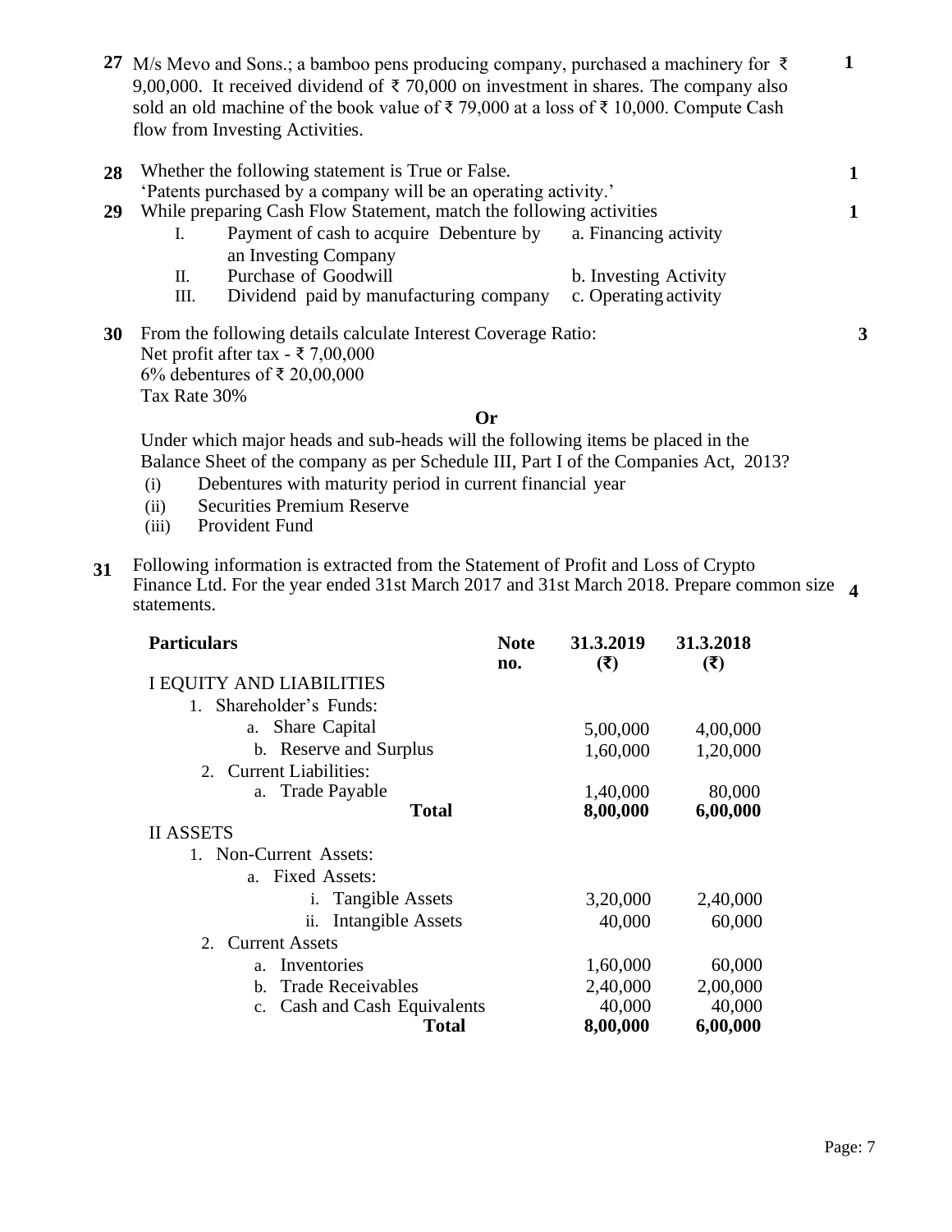**27** M/s Mevo and Sons.; a bamboo pens producing company, purchased a machinery for ₹ 9,00,000. It received dividend of ₹ 70,000 on investment in shares. The company also sold an old machine of the book value of ₹ 79,000 at a loss of ₹ 10,000. Compute Cash flow from Investing Activities. **1**

**28** Whether the following statement is True or False. **1**
'Patents purchased by a company will be an operating activity.'

**29** While preparing Cash Flow Statement, match the following activities **1**

| | | |
|---|---|---|
| I. | Payment of cash to acquire Debenture by an Investing Company | a. Financing activity |
| II. | Purchase of Goodwill | b. Investing Activity |
| III. | Dividend paid by manufacturing company | c. Operating activity |

**30** From the following details calculate Interest Coverage Ratio: **3**
Net profit after tax - ₹ 7,00,000
6% debentures of ₹ 20,00,000
Tax Rate 30%

**Or**

Under which major heads and sub-heads will the following items be placed in the Balance Sheet of the company as per Schedule III, Part I of the Companies Act, 2013?

(i) Debentures with maturity period in current financial year
(ii) Securities Premium Reserve
(iii) Provident Fund

**31** Following information is extracted from the Statement of Profit and Loss of Crypto Finance Ltd. For the year ended 31st March 2017 and 31st March 2018. Prepare common size statements. **4**

| Particulars | Note no. | 31.3.2019 (₹) | 31.3.2018 (₹) |
|---|---|---|---|
| I EQUITY AND LIABILITIES | | | |
| 1. Shareholder's Funds: | | | |
| a. Share Capital | | 5,00,000 | 4,00,000 |
| b. Reserve and Surplus | | 1,60,000 | 1,20,000 |
| 2. Current Liabilities: | | | |
| a. Trade Payable | | 1,40,000 | 80,000 |
| **Total** | | **8,00,000** | **6,00,000** |
| II ASSETS | | | |
| 1. Non-Current Assets: | | | |
| a. Fixed Assets: | | | |
| i. Tangible Assets | | 3,20,000 | 2,40,000 |
| ii. Intangible Assets | | 40,000 | 60,000 |
| 2. Current Assets | | | |
| a. Inventories | | 1,60,000 | 60,000 |
| b. Trade Receivables | | 2,40,000 | 2,00,000 |
| c. Cash and Cash Equivalents | | 40,000 | 40,000 |
| **Total** | | **8,00,000** | **6,00,000** |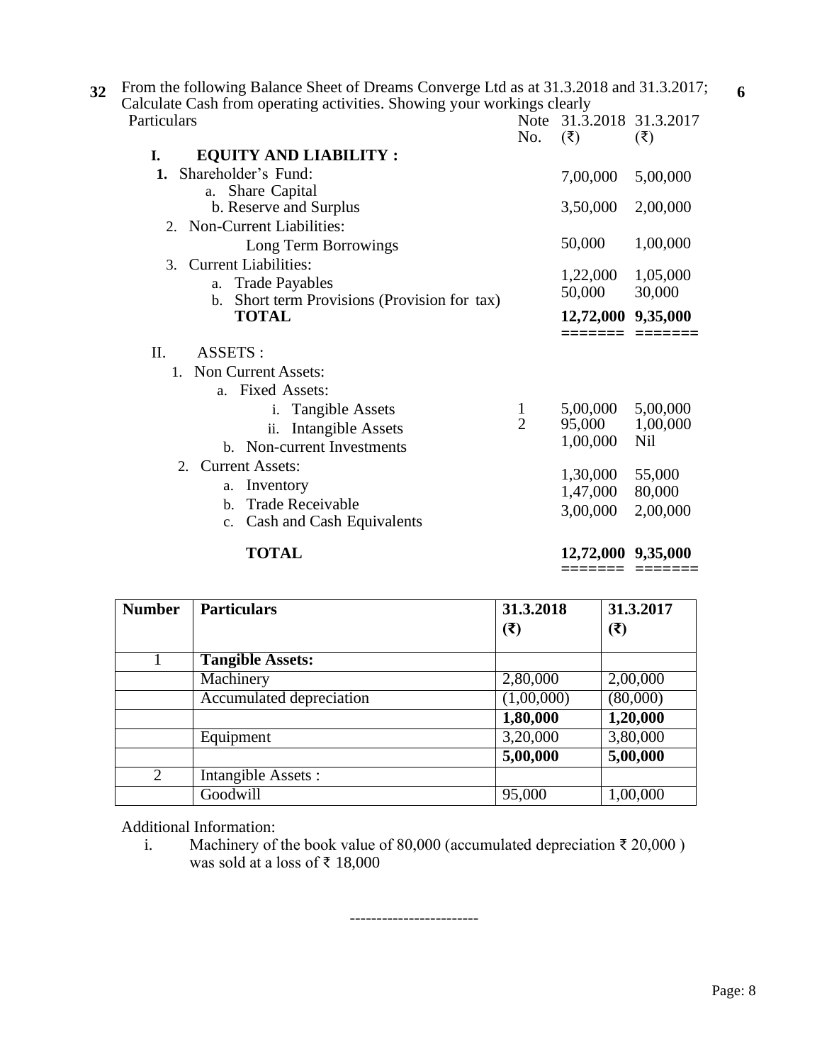**32** From the following Balance Sheet of Dreams Converge Ltd as at 31.3.2018 and 31.3.2017; Calculate Cash from operating activities. Showing your workings clearly **6**

| Particulars | Note No. | 31.3.2018 (₹) | 31.3.2017 (₹) |
|---|---|---|---|
| **I. EQUITY AND LIABILITY :** | | | |
| **1.** Shareholder's Fund: | | | |
| a. Share Capital | | 7,00,000 | 5,00,000 |
| b. Reserve and Surplus | | 3,50,000 | 2,00,000 |
| 2. Non-Current Liabilities: | | | |
| Long Term Borrowings | | 50,000 | 1,00,000 |
| 3. Current Liabilities: | | | |
| a. Trade Payables | | 1,22,000 | 1,05,000 |
| b. Short term Provisions (Provision for tax) | | 50,000 | 30,000 |
| **TOTAL** | | **12,72,000** | **9,35,000** |
| II. ASSETS : | | | |
| 1. Non Current Assets: | | | |
| a. Fixed Assets: | | | |
| i. Tangible Assets | 1 | 5,00,000 | 5,00,000 |
| ii. Intangible Assets | 2 | 95,000 | 1,00,000 |
| b. Non-current Investments | | 1,00,000 | Nil |
| 2. Current Assets: | | | |
| a. Inventory | | 1,30,000 | 55,000 |
| b. Trade Receivable | | 1,47,000 | 80,000 |
| c. Cash and Cash Equivalents | | 3,00,000 | 2,00,000 |
| **TOTAL** | | **12,72,000** | **9,35,000** |

| Number | Particulars | 31.3.2018 (₹) | 31.3.2017 (₹) |
|---|---|---|---|
| 1 | **Tangible Assets:** | | |
| | Machinery | 2,80,000 | 2,00,000 |
| | Accumulated depreciation | (1,00,000) | (80,000) |
| | | **1,80,000** | **1,20,000** |
| | Equipment | 3,20,000 | 3,80,000 |
| | | **5,00,000** | **5,00,000** |
| 2 | Intangible Assets : | | |
| | Goodwill | 95,000 | 1,00,000 |

Additional Information:

i. Machinery of the book value of 80,000 (accumulated depreciation ₹ 20,000 ) was sold at a loss of ₹ 18,000

-----------------------